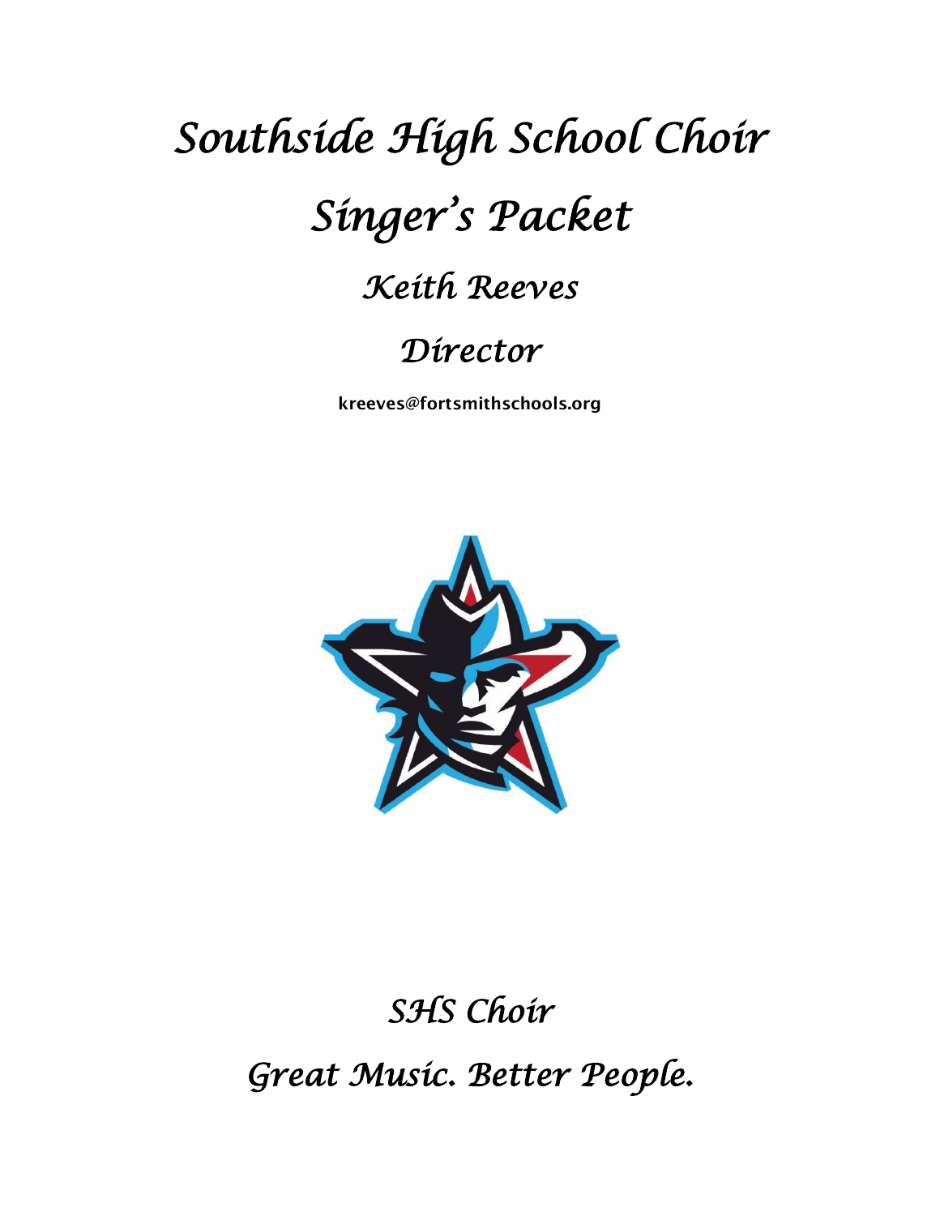# Southside High School Choir

# Singer's Packet

## Keith Reeves

## Director

**kreeves@fortsmithschools.org**

## SHS Choir

## Great Music. Better People.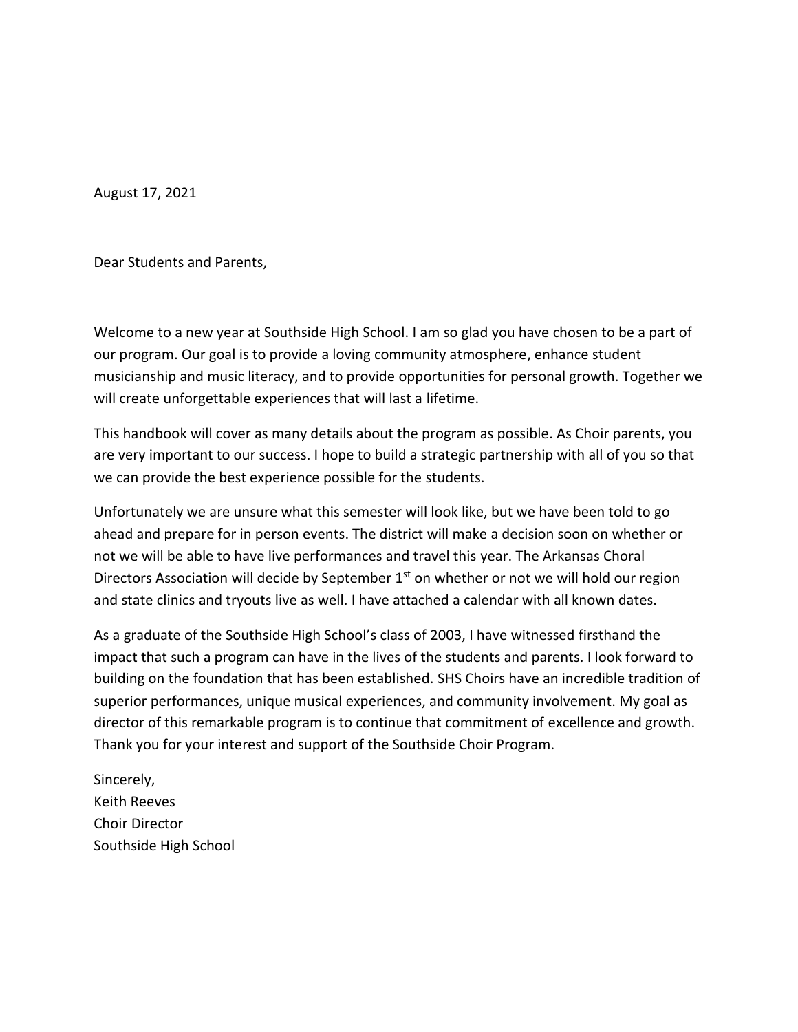August 17, 2021

Dear Students and Parents,

Welcome to a new year at Southside High School. I am so glad you have chosen to be a part of our program. Our goal is to provide a loving community atmosphere, enhance student musicianship and music literacy, and to provide opportunities for personal growth. Together we will create unforgettable experiences that will last a lifetime.

This handbook will cover as many details about the program as possible. As Choir parents, you are very important to our success. I hope to build a strategic partnership with all of you so that we can provide the best experience possible for the students.

Unfortunately we are unsure what this semester will look like, but we have been told to go ahead and prepare for in person events. The district will make a decision soon on whether or not we will be able to have live performances and travel this year. The Arkansas Choral Directors Association will decide by September 1st on whether or not we will hold our region and state clinics and tryouts live as well. I have attached a calendar with all known dates.

As a graduate of the Southside High School's class of 2003, I have witnessed firsthand the impact that such a program can have in the lives of the students and parents. I look forward to building on the foundation that has been established. SHS Choirs have an incredible tradition of superior performances, unique musical experiences, and community involvement. My goal as director of this remarkable program is to continue that commitment of excellence and growth. Thank you for your interest and support of the Southside Choir Program.

Sincerely,  
Keith Reeves  
Choir Director  
Southside High School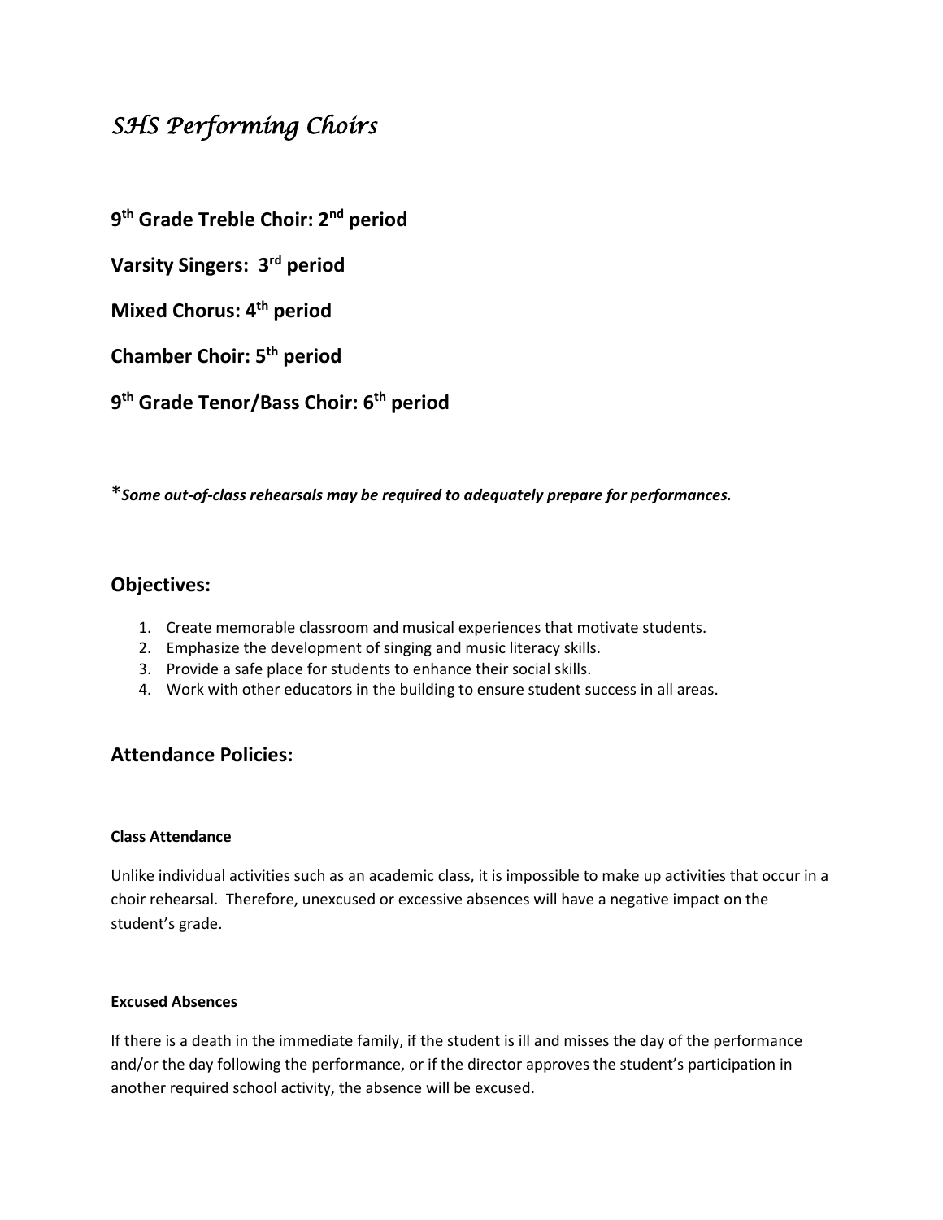# *SHS Performing Choirs*

**9th Grade Treble Choir: 2nd period**

**Varsity Singers: 3rd period**

**Mixed Chorus: 4th period**

**Chamber Choir: 5th period**

**9th Grade Tenor/Bass Choir: 6th period**

**Some out-of-class rehearsals may be required to adequately prepare for performances.*

## Objectives:

1. Create memorable classroom and musical experiences that motivate students.
2. Emphasize the development of singing and music literacy skills.
3. Provide a safe place for students to enhance their social skills.
4. Work with other educators in the building to ensure student success in all areas.

## Attendance Policies:

#### Class Attendance

Unlike individual activities such as an academic class, it is impossible to make up activities that occur in a choir rehearsal. Therefore, unexcused or excessive absences will have a negative impact on the student's grade.

#### Excused Absences

If there is a death in the immediate family, if the student is ill and misses the day of the performance and/or the day following the performance, or if the director approves the student's participation in another required school activity, the absence will be excused.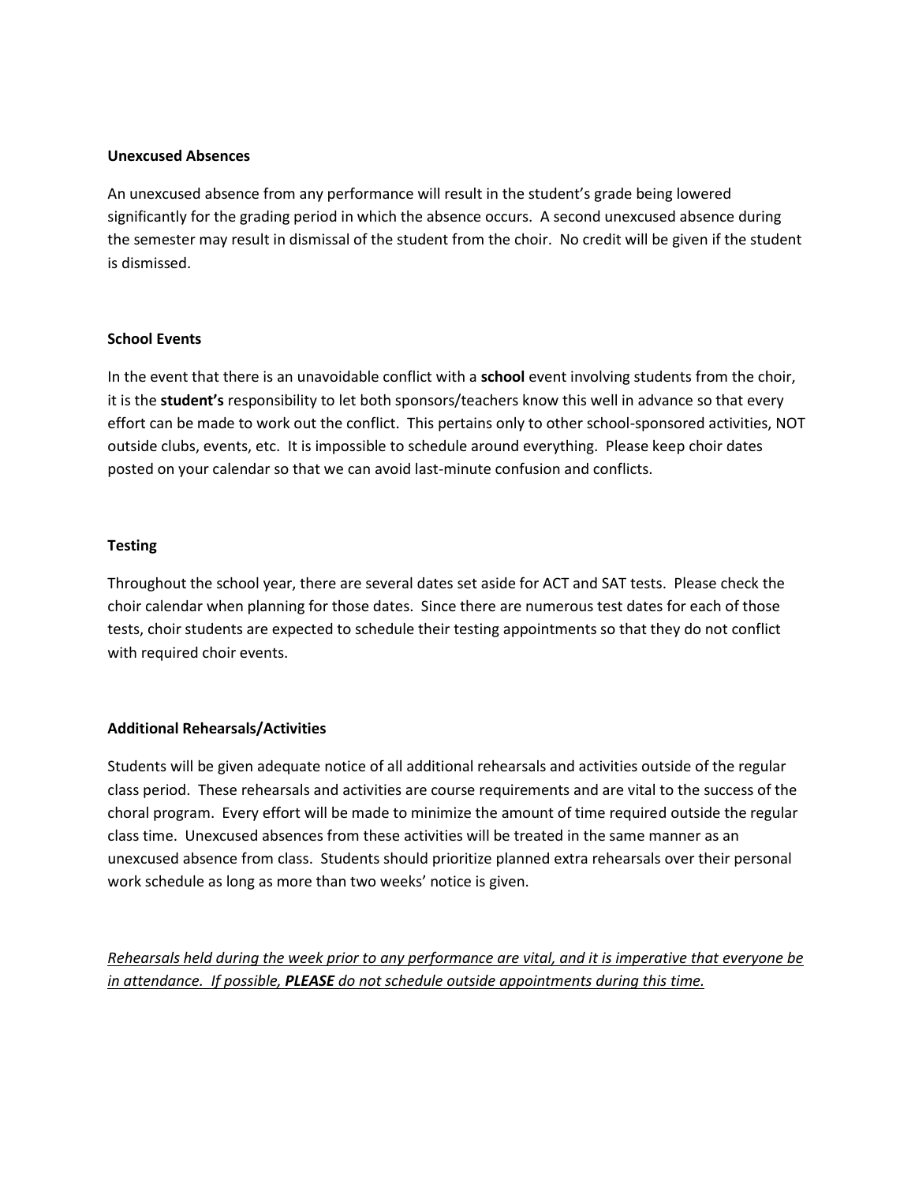**Unexcused Absences**

An unexcused absence from any performance will result in the student's grade being lowered significantly for the grading period in which the absence occurs. A second unexcused absence during the semester may result in dismissal of the student from the choir. No credit will be given if the student is dismissed.

**School Events**

In the event that there is an unavoidable conflict with a **school** event involving students from the choir, it is the **student's** responsibility to let both sponsors/teachers know this well in advance so that every effort can be made to work out the conflict. This pertains only to other school-sponsored activities, NOT outside clubs, events, etc. It is impossible to schedule around everything. Please keep choir dates posted on your calendar so that we can avoid last-minute confusion and conflicts.

**Testing**

Throughout the school year, there are several dates set aside for ACT and SAT tests. Please check the choir calendar when planning for those dates. Since there are numerous test dates for each of those tests, choir students are expected to schedule their testing appointments so that they do not conflict with required choir events.

**Additional Rehearsals/Activities**

Students will be given adequate notice of all additional rehearsals and activities outside of the regular class period. These rehearsals and activities are course requirements and are vital to the success of the choral program. Every effort will be made to minimize the amount of time required outside the regular class time. Unexcused absences from these activities will be treated in the same manner as an unexcused absence from class. Students should prioritize planned extra rehearsals over their personal work schedule as long as more than two weeks' notice is given.

<u>*Rehearsals held during the week prior to any performance are vital, and it is imperative that everyone be in attendance. If possible, **PLEASE** do not schedule outside appointments during this time.*</u>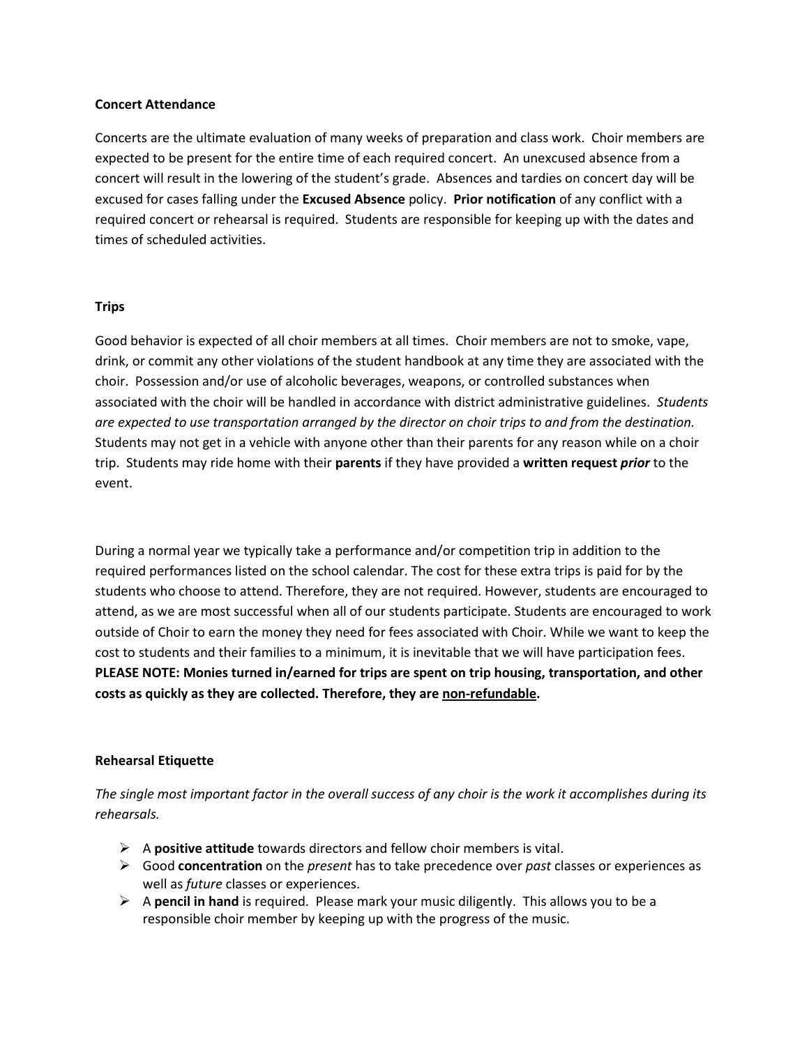**Concert Attendance**

Concerts are the ultimate evaluation of many weeks of preparation and class work. Choir members are expected to be present for the entire time of each required concert. An unexcused absence from a concert will result in the lowering of the student's grade. Absences and tardies on concert day will be excused for cases falling under the **Excused Absence** policy. **Prior notification** of any conflict with a required concert or rehearsal is required. Students are responsible for keeping up with the dates and times of scheduled activities.

**Trips**

Good behavior is expected of all choir members at all times. Choir members are not to smoke, vape, drink, or commit any other violations of the student handbook at any time they are associated with the choir. Possession and/or use of alcoholic beverages, weapons, or controlled substances when associated with the choir will be handled in accordance with district administrative guidelines. *Students are expected to use transportation arranged by the director on choir trips to and from the destination.* Students may not get in a vehicle with anyone other than their parents for any reason while on a choir trip. Students may ride home with their **parents** if they have provided a **written request** ***prior*** to the event.

During a normal year we typically take a performance and/or competition trip in addition to the required performances listed on the school calendar. The cost for these extra trips is paid for by the students who choose to attend. Therefore, they are not required. However, students are encouraged to attend, as we are most successful when all of our students participate. Students are encouraged to work outside of Choir to earn the money they need for fees associated with Choir. While we want to keep the cost to students and their families to a minimum, it is inevitable that we will have participation fees. **PLEASE NOTE: Monies turned in/earned for trips are spent on trip housing, transportation, and other costs as quickly as they are collected. Therefore, they are <u>non-refundable</u>.**

**Rehearsal Etiquette**

*The single most important factor in the overall success of any choir is the work it accomplishes during its rehearsals.*

- A **positive attitude** towards directors and fellow choir members is vital.
- Good **concentration** on the *present* has to take precedence over *past* classes or experiences as well as *future* classes or experiences.
- A **pencil in hand** is required. Please mark your music diligently. This allows you to be a responsible choir member by keeping up with the progress of the music.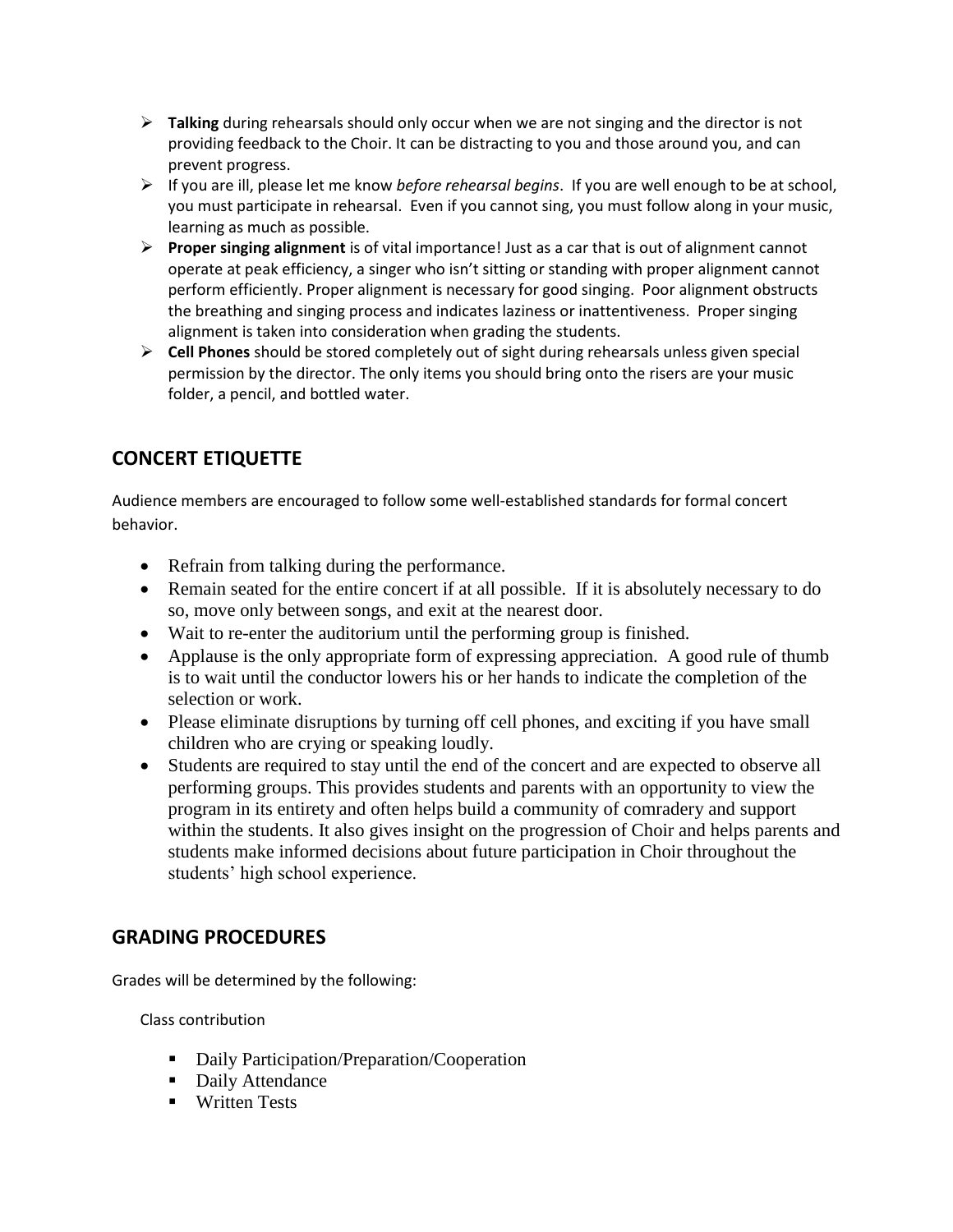- **Talking** during rehearsals should only occur when we are not singing and the director is not providing feedback to the Choir. It can be distracting to you and those around you, and can prevent progress.
- If you are ill, please let me know *before rehearsal begins*. If you are well enough to be at school, you must participate in rehearsal. Even if you cannot sing, you must follow along in your music, learning as much as possible.
- **Proper singing alignment** is of vital importance! Just as a car that is out of alignment cannot operate at peak efficiency, a singer who isn't sitting or standing with proper alignment cannot perform efficiently. Proper alignment is necessary for good singing. Poor alignment obstructs the breathing and singing process and indicates laziness or inattentiveness. Proper singing alignment is taken into consideration when grading the students.
- **Cell Phones** should be stored completely out of sight during rehearsals unless given special permission by the director. The only items you should bring onto the risers are your music folder, a pencil, and bottled water.

## CONCERT ETIQUETTE

Audience members are encouraged to follow some well-established standards for formal concert behavior.

- Refrain from talking during the performance.
- Remain seated for the entire concert if at all possible. If it is absolutely necessary to do so, move only between songs, and exit at the nearest door.
- Wait to re-enter the auditorium until the performing group is finished.
- Applause is the only appropriate form of expressing appreciation. A good rule of thumb is to wait until the conductor lowers his or her hands to indicate the completion of the selection or work.
- Please eliminate disruptions by turning off cell phones, and exciting if you have small children who are crying or speaking loudly.
- Students are required to stay until the end of the concert and are expected to observe all performing groups. This provides students and parents with an opportunity to view the program in its entirety and often helps build a community of comradery and support within the students. It also gives insight on the progression of Choir and helps parents and students make informed decisions about future participation in Choir throughout the students' high school experience.

## GRADING PROCEDURES

Grades will be determined by the following:

Class contribution

- Daily Participation/Preparation/Cooperation
- Daily Attendance
- Written Tests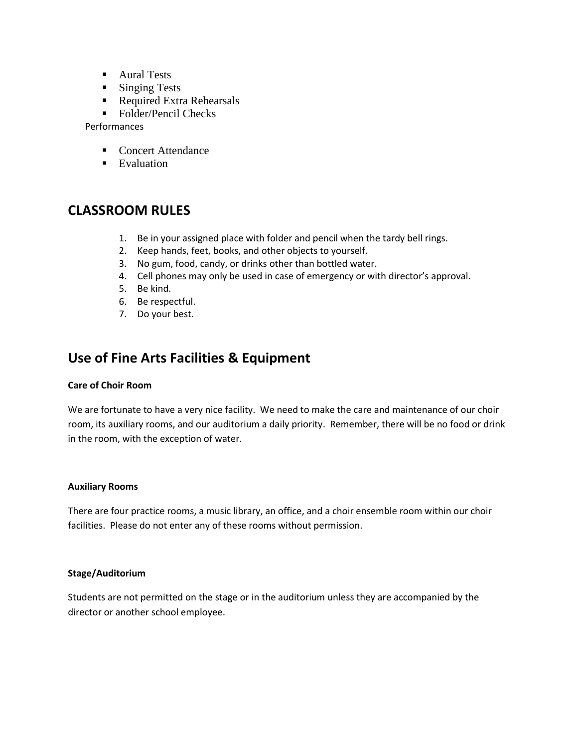- Aural Tests
- Singing Tests
- Required Extra Rehearsals
- Folder/Pencil Checks

Performances

- Concert Attendance
- Evaluation

## CLASSROOM RULES

1. Be in your assigned place with folder and pencil when the tardy bell rings.
2. Keep hands, feet, books, and other objects to yourself.
3. No gum, food, candy, or drinks other than bottled water.
4. Cell phones may only be used in case of emergency or with director's approval.
5. Be kind.
6. Be respectful.
7. Do your best.

## Use of Fine Arts Facilities & Equipment

**Care of Choir Room**

We are fortunate to have a very nice facility. We need to make the care and maintenance of our choir room, its auxiliary rooms, and our auditorium a daily priority. Remember, there will be no food or drink in the room, with the exception of water.

**Auxiliary Rooms**

There are four practice rooms, a music library, an office, and a choir ensemble room within our choir facilities. Please do not enter any of these rooms without permission.

**Stage/Auditorium**

Students are not permitted on the stage or in the auditorium unless they are accompanied by the director or another school employee.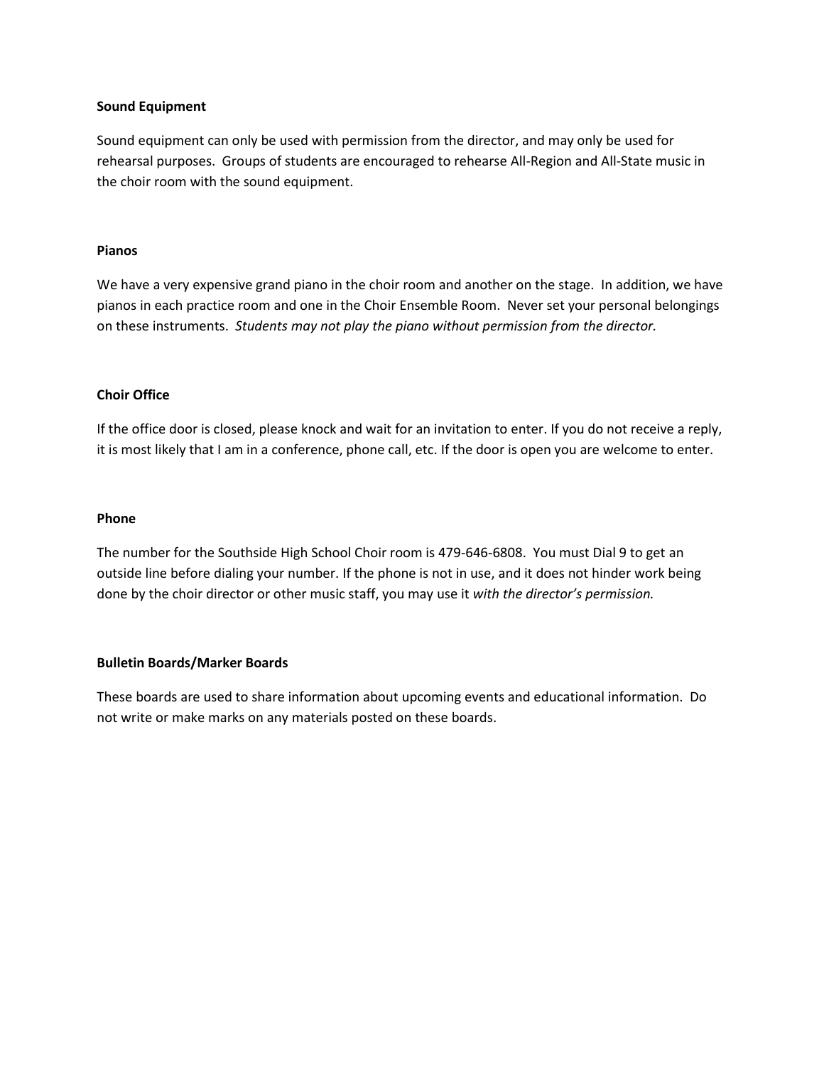**Sound Equipment**

Sound equipment can only be used with permission from the director, and may only be used for rehearsal purposes. Groups of students are encouraged to rehearse All-Region and All-State music in the choir room with the sound equipment.

**Pianos**

We have a very expensive grand piano in the choir room and another on the stage. In addition, we have pianos in each practice room and one in the Choir Ensemble Room. Never set your personal belongings on these instruments. *Students may not play the piano without permission from the director.*

**Choir Office**

If the office door is closed, please knock and wait for an invitation to enter. If you do not receive a reply, it is most likely that I am in a conference, phone call, etc. If the door is open you are welcome to enter.

**Phone**

The number for the Southside High School Choir room is 479-646-6808. You must Dial 9 to get an outside line before dialing your number. If the phone is not in use, and it does not hinder work being done by the choir director or other music staff, you may use it *with the director's permission.*

**Bulletin Boards/Marker Boards**

These boards are used to share information about upcoming events and educational information. Do not write or make marks on any materials posted on these boards.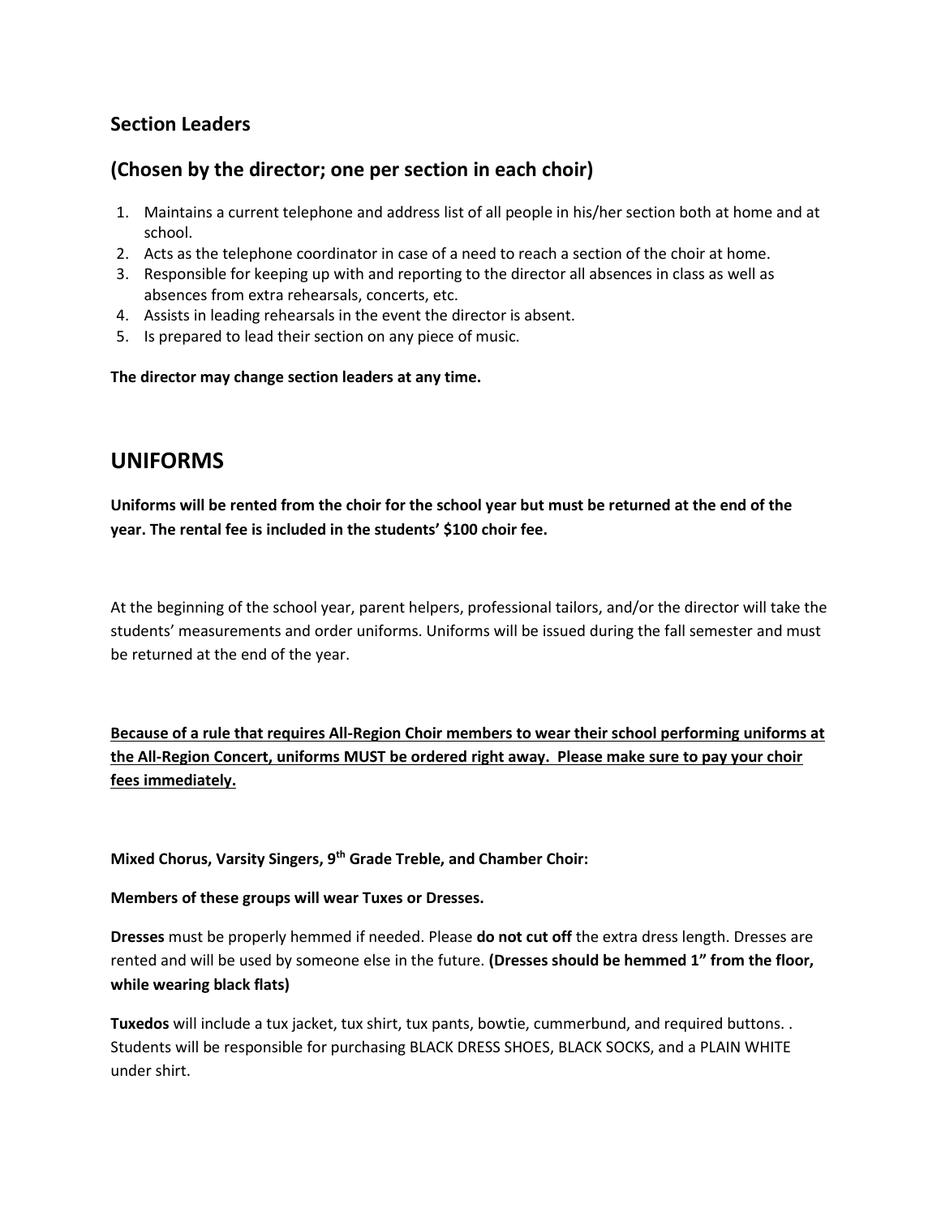### Section Leaders

### (Chosen by the director; one per section in each choir)

1. Maintains a current telephone and address list of all people in his/her section both at home and at school.
2. Acts as the telephone coordinator in case of a need to reach a section of the choir at home.
3. Responsible for keeping up with and reporting to the director all absences in class as well as absences from extra rehearsals, concerts, etc.
4. Assists in leading rehearsals in the event the director is absent.
5. Is prepared to lead their section on any piece of music.

**The director may change section leaders at any time.**

## UNIFORMS

**Uniforms will be rented from the choir for the school year but must be returned at the end of the year. The rental fee is included in the students' $100 choir fee.**

At the beginning of the school year, parent helpers, professional tailors, and/or the director will take the students' measurements and order uniforms. Uniforms will be issued during the fall semester and must be returned at the end of the year.

<u>**Because of a rule that requires All-Region Choir members to wear their school performing uniforms at the All-Region Concert, uniforms MUST be ordered right away. Please make sure to pay your choir fees immediately.**</u>

**Mixed Chorus, Varsity Singers, 9th Grade Treble, and Chamber Choir:**

**Members of these groups will wear Tuxes or Dresses.**

**Dresses** must be properly hemmed if needed. Please **do not cut off** the extra dress length. Dresses are rented and will be used by someone else in the future. **(Dresses should be hemmed 1" from the floor, while wearing black flats)**

**Tuxedos** will include a tux jacket, tux shirt, tux pants, bowtie, cummerbund, and required buttons. . Students will be responsible for purchasing BLACK DRESS SHOES, BLACK SOCKS, and a PLAIN WHITE under shirt.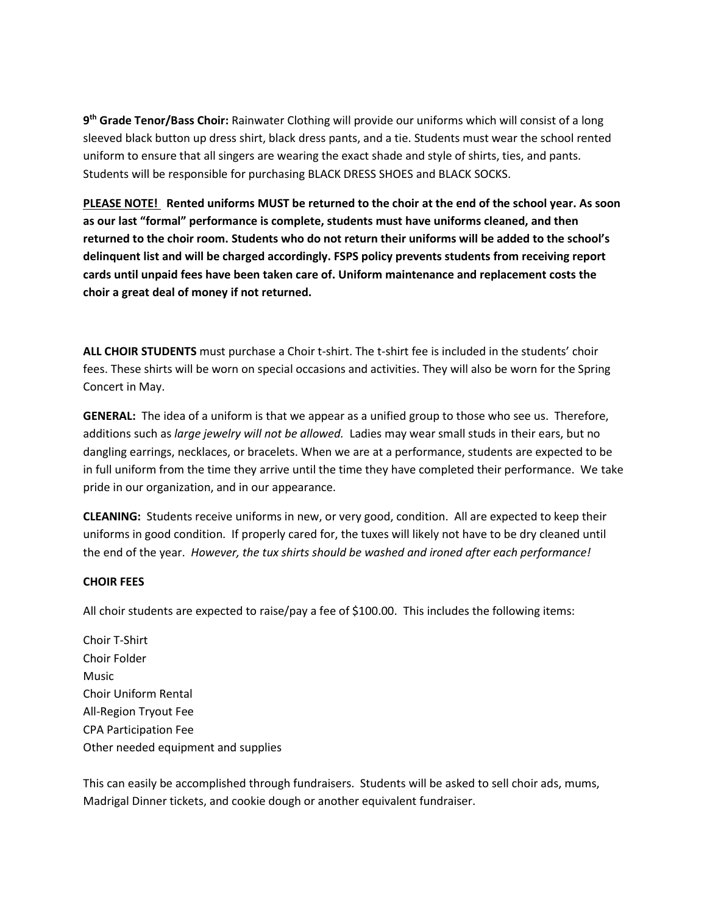**9th Grade Tenor/Bass Choir:** Rainwater Clothing will provide our uniforms which will consist of a long sleeved black button up dress shirt, black dress pants, and a tie. Students must wear the school rented uniform to ensure that all singers are wearing the exact shade and style of shirts, ties, and pants. Students will be responsible for purchasing BLACK DRESS SHOES and BLACK SOCKS.

**PLEASE NOTE! Rented uniforms MUST be returned to the choir at the end of the school year. As soon as our last "formal" performance is complete, students must have uniforms cleaned, and then returned to the choir room. Students who do not return their uniforms will be added to the school's delinquent list and will be charged accordingly. FSPS policy prevents students from receiving report cards until unpaid fees have been taken care of. Uniform maintenance and replacement costs the choir a great deal of money if not returned.**

**ALL CHOIR STUDENTS** must purchase a Choir t-shirt. The t-shirt fee is included in the students' choir fees. These shirts will be worn on special occasions and activities. They will also be worn for the Spring Concert in May.

**GENERAL:** The idea of a uniform is that we appear as a unified group to those who see us. Therefore, additions such as *large jewelry will not be allowed.* Ladies may wear small studs in their ears, but no dangling earrings, necklaces, or bracelets. When we are at a performance, students are expected to be in full uniform from the time they arrive until the time they have completed their performance. We take pride in our organization, and in our appearance.

**CLEANING:** Students receive uniforms in new, or very good, condition. All are expected to keep their uniforms in good condition. If properly cared for, the tuxes will likely not have to be dry cleaned until the end of the year. *However, the tux shirts should be washed and ironed after each performance!*

**CHOIR FEES**

All choir students are expected to raise/pay a fee of $100.00. This includes the following items:

Choir T-Shirt
Choir Folder
Music
Choir Uniform Rental
All-Region Tryout Fee
CPA Participation Fee
Other needed equipment and supplies

This can easily be accomplished through fundraisers. Students will be asked to sell choir ads, mums, Madrigal Dinner tickets, and cookie dough or another equivalent fundraiser.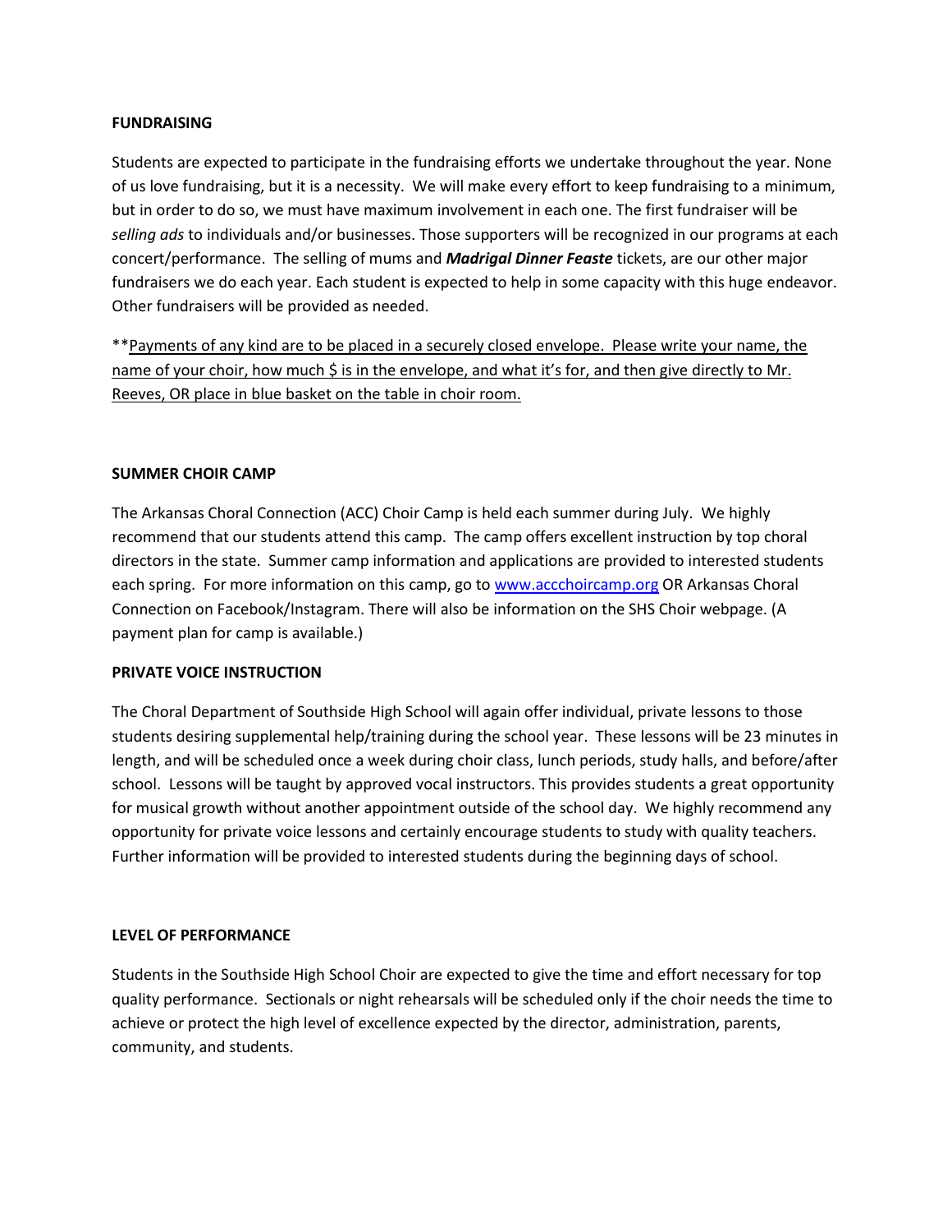**FUNDRAISING**

Students are expected to participate in the fundraising efforts we undertake throughout the year. None of us love fundraising, but it is a necessity. We will make every effort to keep fundraising to a minimum, but in order to do so, we must have maximum involvement in each one. The first fundraiser will be *selling ads* to individuals and/or businesses. Those supporters will be recognized in our programs at each concert/performance. The selling of mums and ***Madrigal Dinner Feaste*** tickets, are our other major fundraisers we do each year. Each student is expected to help in some capacity with this huge endeavor. Other fundraisers will be provided as needed.

**<u>Payments of any kind are to be placed in a securely closed envelope. Please write your name, the name of your choir, how much $ is in the envelope, and what it's for, and then give directly to Mr. Reeves, OR place in blue basket on the table in choir room.</u>

**SUMMER CHOIR CAMP**

The Arkansas Choral Connection (ACC) Choir Camp is held each summer during July. We highly recommend that our students attend this camp. The camp offers excellent instruction by top choral directors in the state. Summer camp information and applications are provided to interested students each spring. For more information on this camp, go to [www.accchoircamp.org](http://www.accchoircamp.org) OR Arkansas Choral Connection on Facebook/Instagram. There will also be information on the SHS Choir webpage. (A payment plan for camp is available.)

**PRIVATE VOICE INSTRUCTION**

The Choral Department of Southside High School will again offer individual, private lessons to those students desiring supplemental help/training during the school year. These lessons will be 23 minutes in length, and will be scheduled once a week during choir class, lunch periods, study halls, and before/after school. Lessons will be taught by approved vocal instructors. This provides students a great opportunity for musical growth without another appointment outside of the school day. We highly recommend any opportunity for private voice lessons and certainly encourage students to study with quality teachers. Further information will be provided to interested students during the beginning days of school.

**LEVEL OF PERFORMANCE**

Students in the Southside High School Choir are expected to give the time and effort necessary for top quality performance. Sectionals or night rehearsals will be scheduled only if the choir needs the time to achieve or protect the high level of excellence expected by the director, administration, parents, community, and students.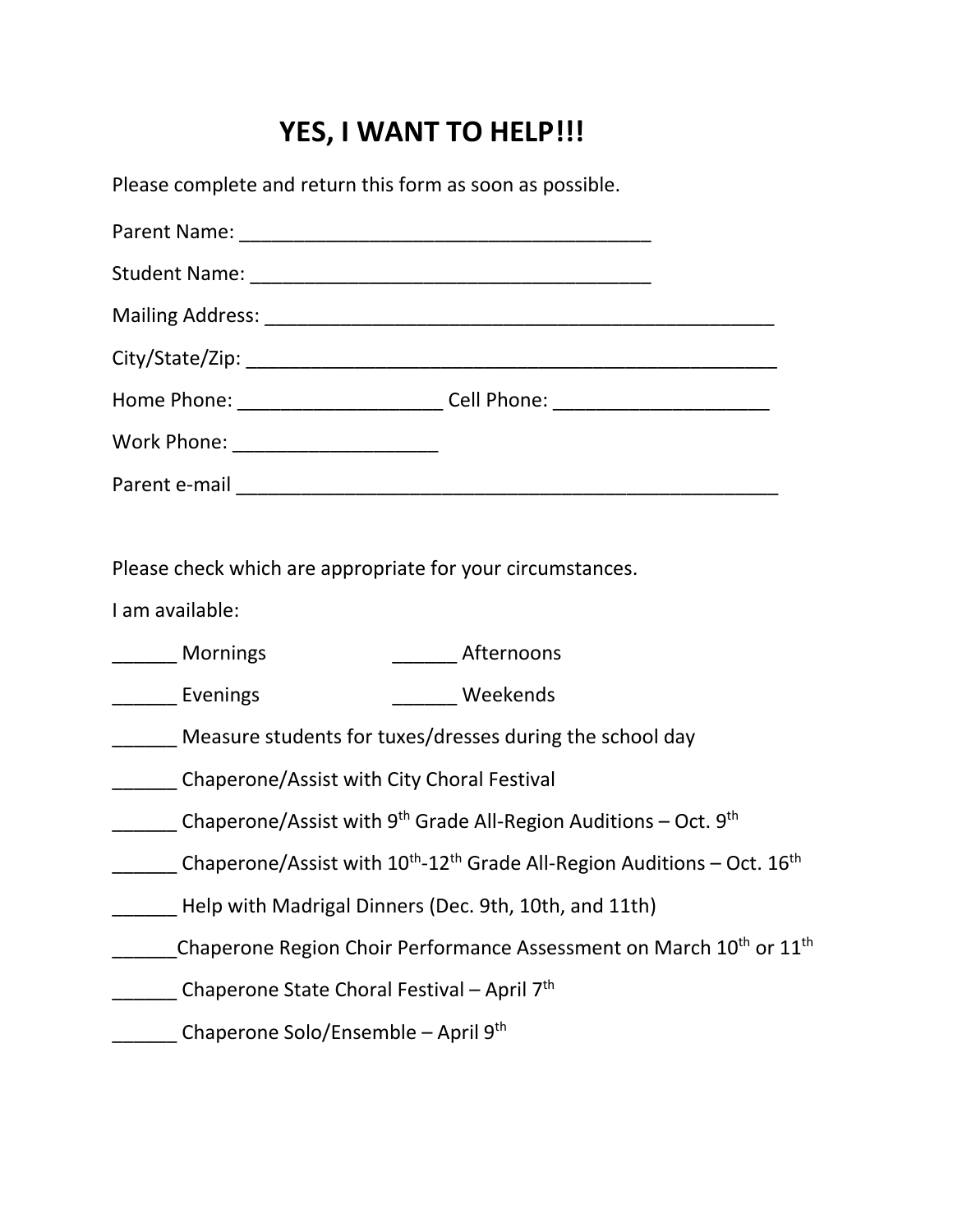# YES, I WANT TO HELP!!!

Please complete and return this form as soon as possible.

Parent Name: ______________________________________

Student Name: _____________________________________

Mailing Address: ________________________________________________

City/State/Zip: __________________________________________________

Home Phone: ___________________ Cell Phone: ____________________

Work Phone: ___________________

Parent e-mail ___________________________________________________

Please check which are appropriate for your circumstances.

I am available:

______ Mornings ______ Afternoons

______ Evenings ______ Weekends

______ Measure students for tuxes/dresses during the school day

______ Chaperone/Assist with City Choral Festival

______ Chaperone/Assist with 9th Grade All-Region Auditions – Oct. 9th

______ Chaperone/Assist with 10th-12th Grade All-Region Auditions – Oct. 16th

______ Help with Madrigal Dinners (Dec. 9th, 10th, and 11th)

______Chaperone Region Choir Performance Assessment on March 10th or 11th

______ Chaperone State Choral Festival – April 7th

______ Chaperone Solo/Ensemble – April 9th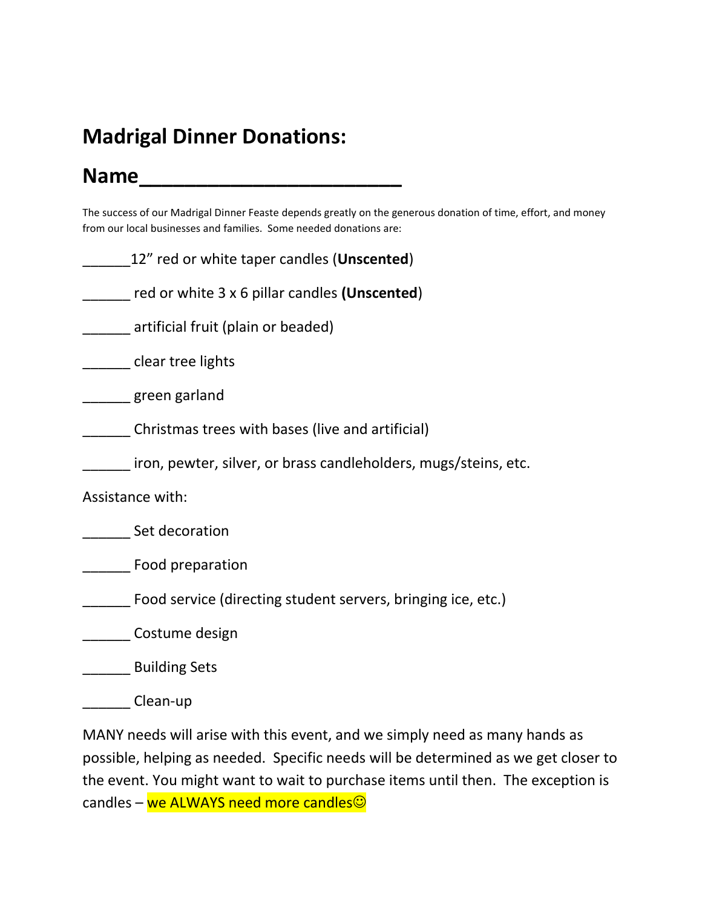## Madrigal Dinner Donations:

## Name_______________________

The success of our Madrigal Dinner Feaste depends greatly on the generous donation of time, effort, and money from our local businesses and families. Some needed donations are:

______12" red or white taper candles (**Unscented**)

______ red or white 3 x 6 pillar candles **(Unscented**)

______ artificial fruit (plain or beaded)

______ clear tree lights

______ green garland

______ Christmas trees with bases (live and artificial)

______ iron, pewter, silver, or brass candleholders, mugs/steins, etc.

Assistance with:

______ Set decoration

______ Food preparation

______ Food service (directing student servers, bringing ice, etc.)

______ Costume design

______ Building Sets

______ Clean-up

MANY needs will arise with this event, and we simply need as many hands as possible, helping as needed. Specific needs will be determined as we get closer to the event. You might want to wait to purchase items until then. The exception is candles – we ALWAYS need more candles☺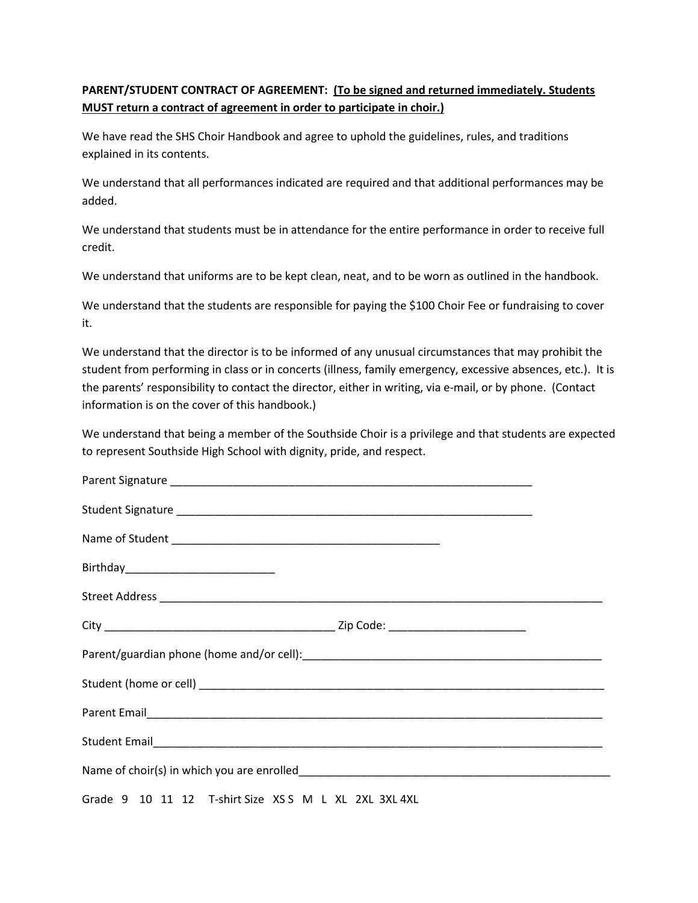**PARENT/STUDENT CONTRACT OF AGREEMENT: <u>(To be signed and returned immediately. Students MUST return a contract of agreement in order to participate in choir.)</u>**

We have read the SHS Choir Handbook and agree to uphold the guidelines, rules, and traditions explained in its contents.

We understand that all performances indicated are required and that additional performances may be added.

We understand that students must be in attendance for the entire performance in order to receive full credit.

We understand that uniforms are to be kept clean, neat, and to be worn as outlined in the handbook.

We understand that the students are responsible for paying the $100 Choir Fee or fundraising to cover it.

We understand that the director is to be informed of any unusual circumstances that may prohibit the student from performing in class or in concerts (illness, family emergency, excessive absences, etc.). It is the parents' responsibility to contact the director, either in writing, via e-mail, or by phone. (Contact information is on the cover of this handbook.)

We understand that being a member of the Southside Choir is a privilege and that students are expected to represent Southside High School with dignity, pride, and respect.

Parent Signature ____________________________________________________________

Student Signature ___________________________________________________________

Name of Student ____________________________________________

Birthday________________________

Street Address ___________________________________________________________________________

City _____________________________________ Zip Code: ______________________

Parent/guardian phone (home and/or cell):_________________________________________________

Student (home or cell) _____________________________________________________________________

Parent Email___________________________________________________________________________

Student Email__________________________________________________________________________

Name of choir(s) in which you are enrolled_____________________________________________________

Grade 9 10 11 12 T-shirt Size XS S M L XL 2XL 3XL 4XL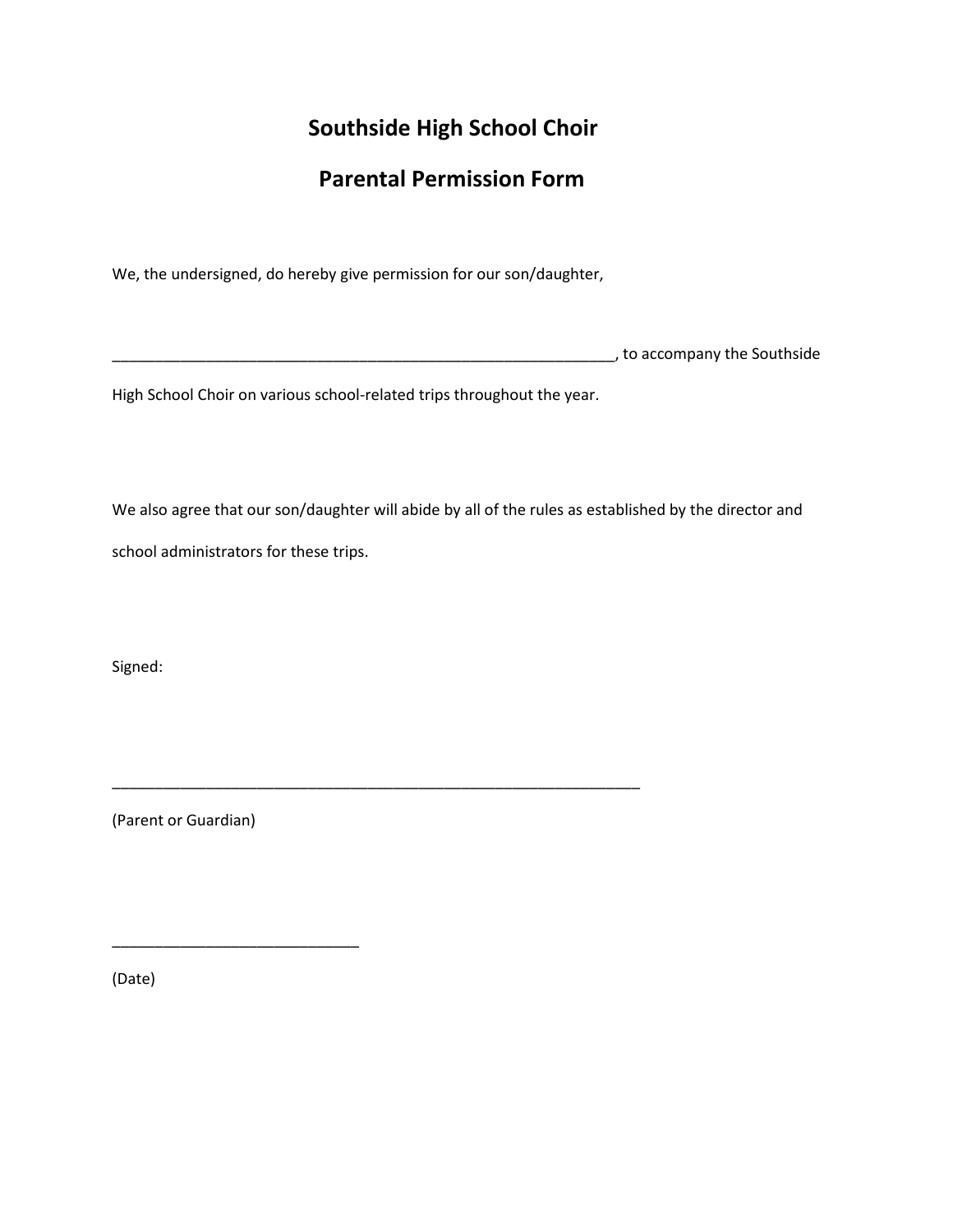# Southside High School Choir

## Parental Permission Form

We, the undersigned, do hereby give permission for our son/daughter,

_______________________________________________________________, to accompany the Southside High School Choir on various school-related trips throughout the year.

We also agree that our son/daughter will abide by all of the rules as established by the director and school administrators for these trips.

Signed:

_________________________________________________________________

(Parent or Guardian)

______________________________

(Date)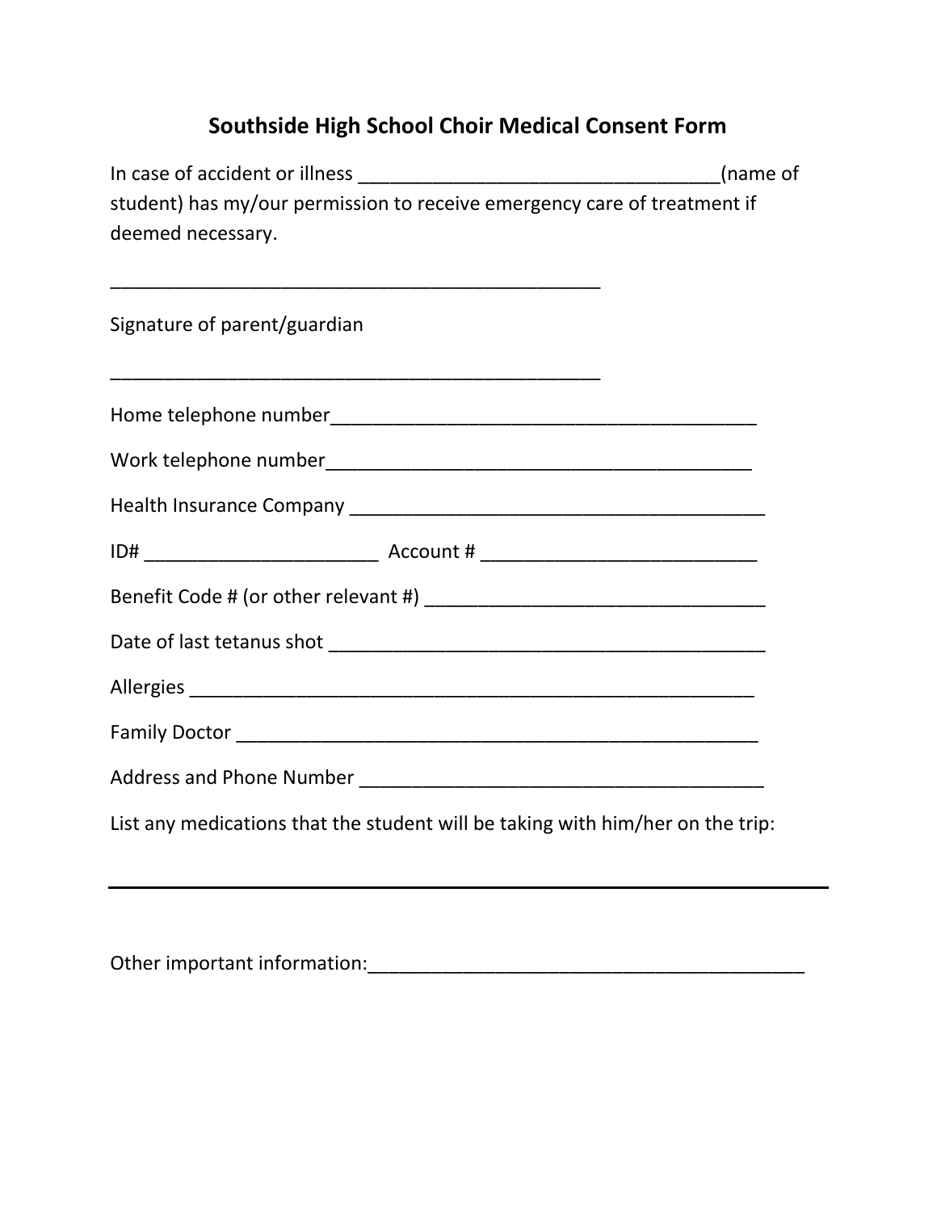# Southside High School Choir Medical Consent Form

In case of accident or illness _________________________________(name of student) has my/our permission to receive emergency care of treatment if deemed necessary.

______________________________________________

Signature of parent/guardian

______________________________________________

Home telephone number________________________________________

Work telephone number________________________________________

Health Insurance Company ______________________________________

ID# _____________________ Account # _________________________

Benefit Code # (or other relevant #) _______________________________

Date of last tetanus shot ________________________________________

Allergies ____________________________________________________

Family Doctor ________________________________________________

Address and Phone Number _____________________________________

List any medications that the student will be taking with him/her on the trip:

______________________________________________________________

Other important information:_________________________________________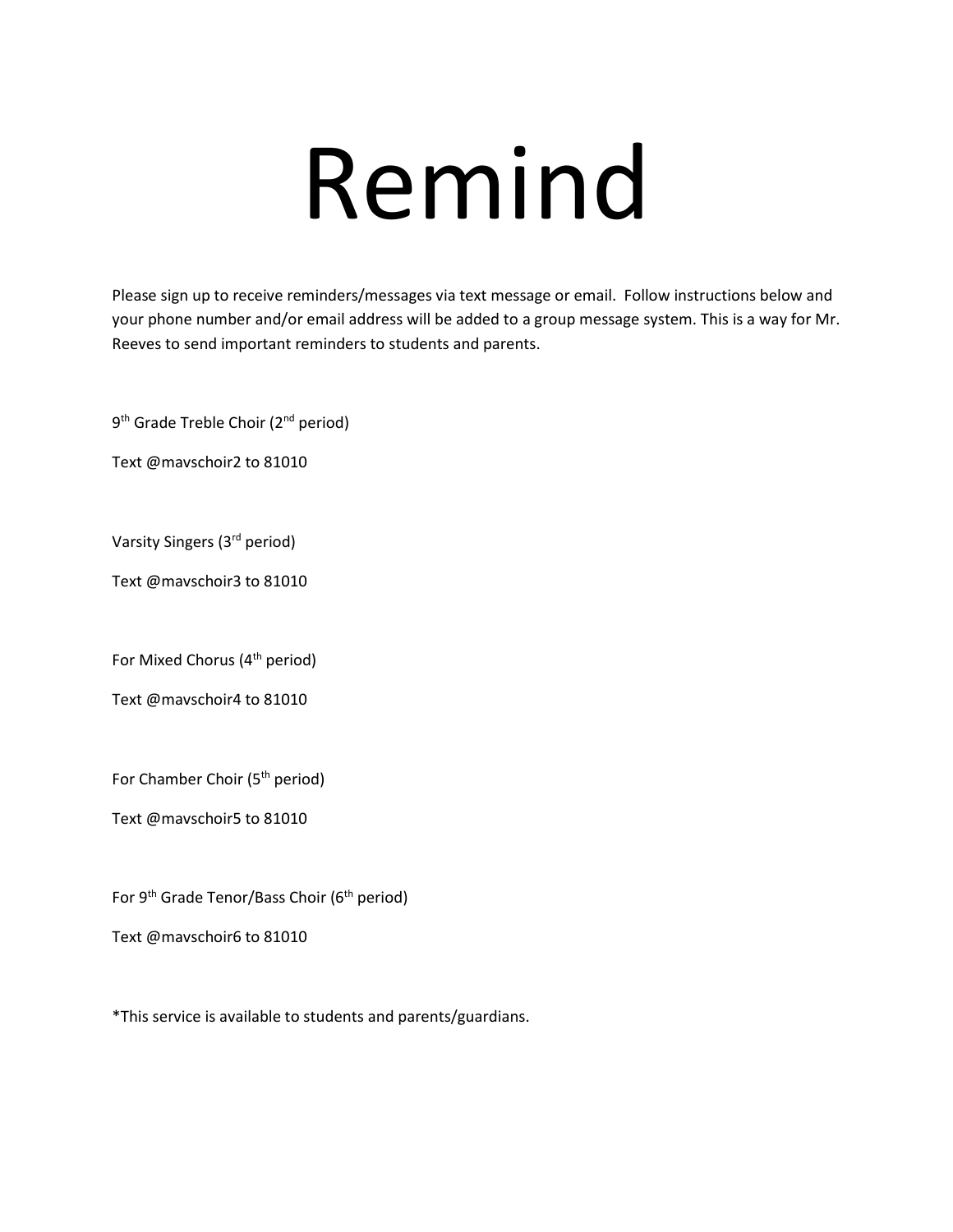# Remind

Please sign up to receive reminders/messages via text message or email. Follow instructions below and your phone number and/or email address will be added to a group message system. This is a way for Mr. Reeves to send important reminders to students and parents.

9th Grade Treble Choir (2nd period)

Text @mavschoir2 to 81010

Varsity Singers (3rd period)

Text @mavschoir3 to 81010

For Mixed Chorus (4th period)

Text @mavschoir4 to 81010

For Chamber Choir (5th period)

Text @mavschoir5 to 81010

For 9th Grade Tenor/Bass Choir (6th period)

Text @mavschoir6 to 81010

*This service is available to students and parents/guardians.